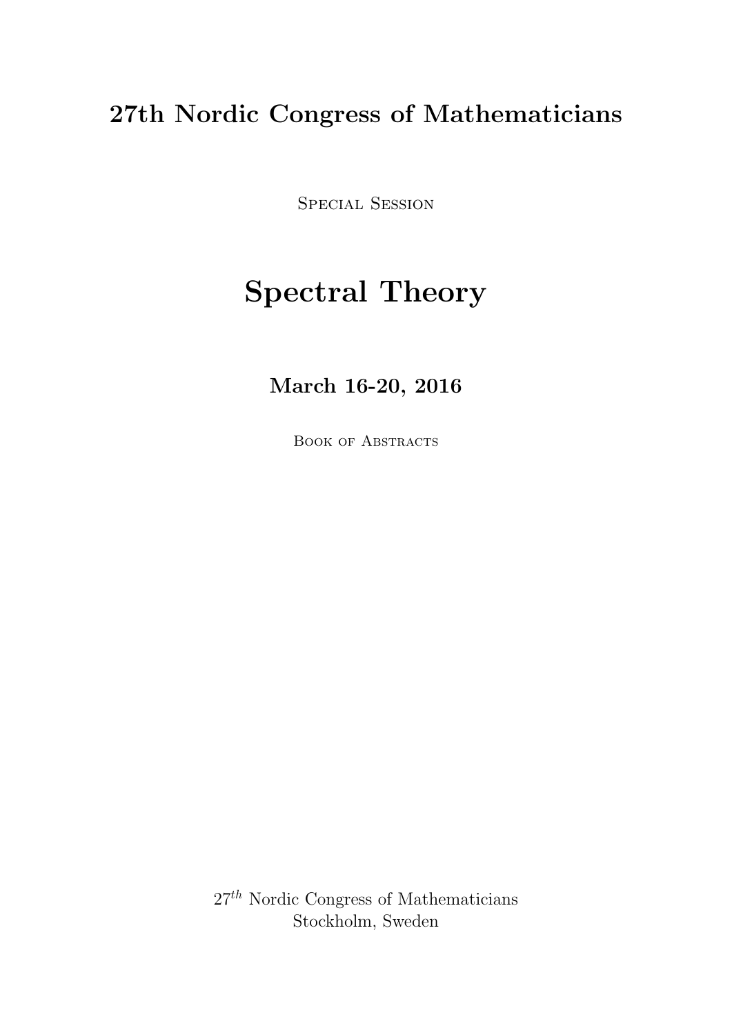# 27th Nordic Congress of Mathematicians

Special Session

# Spectral Theory

**March 16-20, 2016**

Book of Abstracts

$27^{th}$ Nordic Congress of Mathematicians
Stockholm, Sweden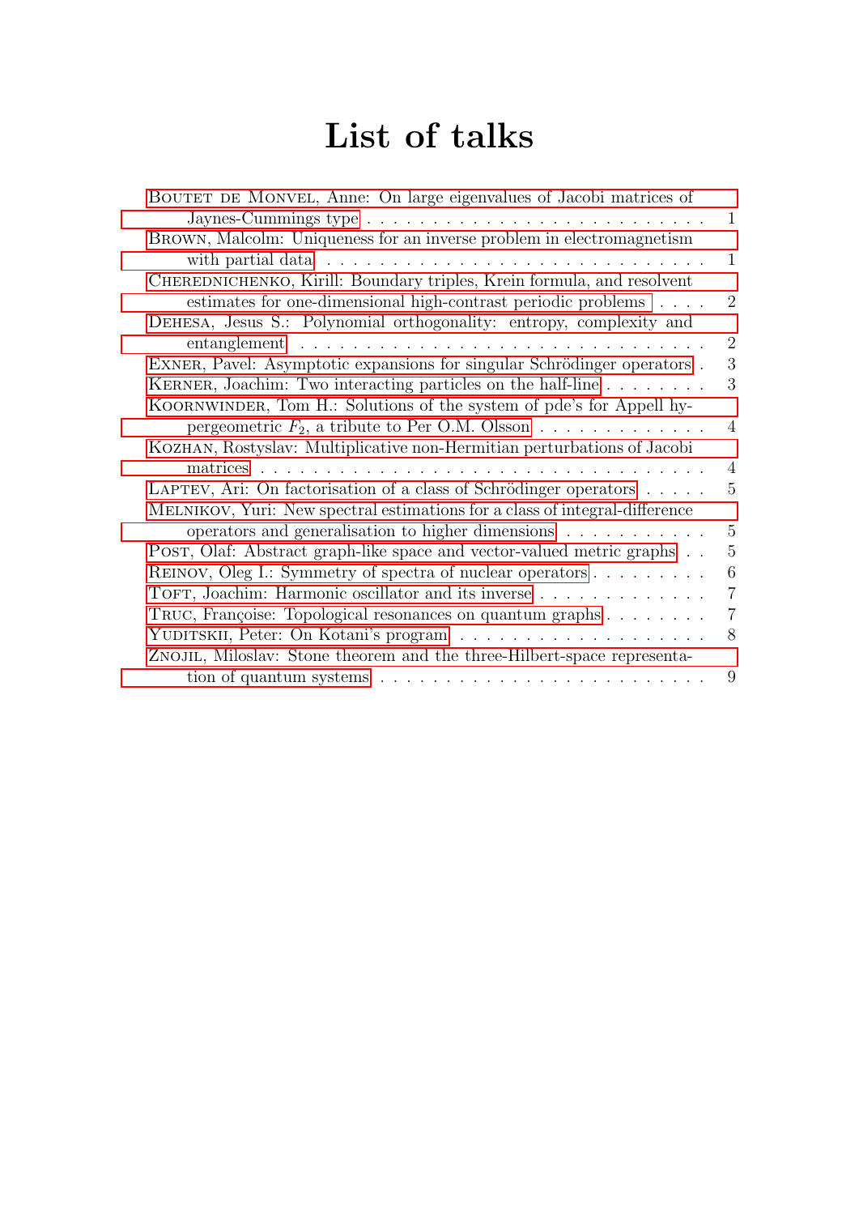# List of talks

- Boutet de Monvel, Anne: On large eigenvalues of Jacobi matrices of Jaynes-Cummings type . . . 1
- Brown, Malcolm: Uniqueness for an inverse problem in electromagnetism with partial data . . . 1
- Cherednichenko, Kirill: Boundary triples, Krein formula, and resolvent estimates for one-dimensional high-contrast periodic problems . . . 2
- Dehesa, Jesus S.: Polynomial orthogonality: entropy, complexity and entanglement . . . 2
- Exner, Pavel: Asymptotic expansions for singular Schrödinger operators . . . 3
- Kerner, Joachim: Two interacting particles on the half-line . . . 3
- Koornwinder, Tom H.: Solutions of the system of pde's for Appell hypergeometric $F_2$, a tribute to Per O.M. Olsson . . . 4
- Kozhan, Rostyslav: Multiplicative non-Hermitian perturbations of Jacobi matrices . . . 4
- Laptev, Ari: On factorisation of a class of Schrödinger operators . . . 5
- Melnikov, Yuri: New spectral estimations for a class of integral-difference operators and generalisation to higher dimensions . . . 5
- Post, Olaf: Abstract graph-like space and vector-valued metric graphs . . . 5
- Reinov, Oleg I.: Symmetry of spectra of nuclear operators . . . 6
- Toft, Joachim: Harmonic oscillator and its inverse . . . 7
- Truc, Françoise: Topological resonances on quantum graphs . . . 7
- Yuditskii, Peter: On Kotani's program . . . 8
- Znojil, Miloslav: Stone theorem and the three-Hilbert-space representation of quantum systems . . . 9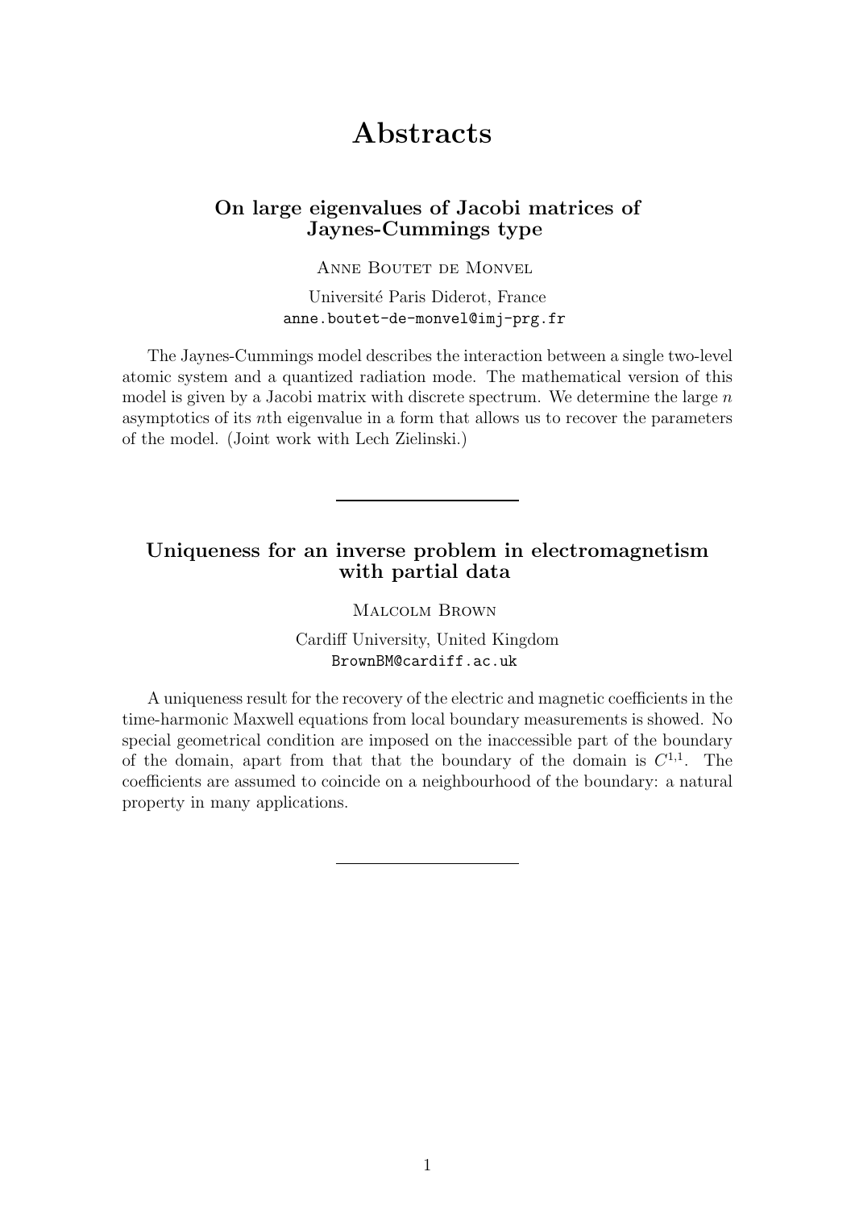# Abstracts

## On large eigenvalues of Jacobi matrices of Jaynes-Cummings type

Anne Boutet de Monvel

Université Paris Diderot, France
anne.boutet-de-monvel@imj-prg.fr

The Jaynes-Cummings model describes the interaction between a single two-level atomic system and a quantized radiation mode. The mathematical version of this model is given by a Jacobi matrix with discrete spectrum. We determine the large $n$ asymptotics of its $n$th eigenvalue in a form that allows us to recover the parameters of the model. (Joint work with Lech Zielinski.)

---

## Uniqueness for an inverse problem in electromagnetism with partial data

Malcolm Brown

Cardiff University, United Kingdom
BrownBM@cardiff.ac.uk

A uniqueness result for the recovery of the electric and magnetic coefficients in the time-harmonic Maxwell equations from local boundary measurements is showed. No special geometrical condition are imposed on the inaccessible part of the boundary of the domain, apart from that that the boundary of the domain is $C^{1,1}$. The coefficients are assumed to coincide on a neighbourhood of the boundary: a natural property in many applications.

---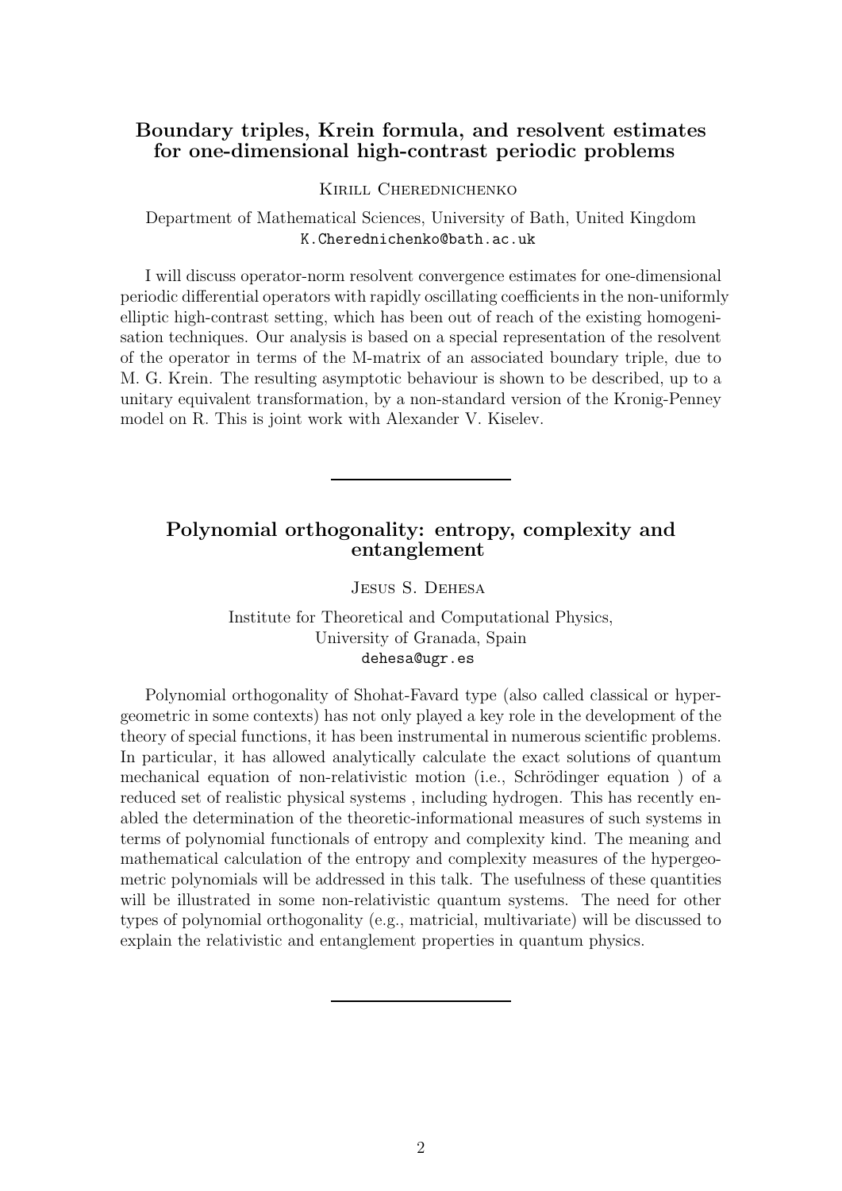## Boundary triples, Krein formula, and resolvent estimates for one-dimensional high-contrast periodic problems

Kirill Cherednichenko

Department of Mathematical Sciences, University of Bath, United Kingdom
K.Cherednichenko@bath.ac.uk

I will discuss operator-norm resolvent convergence estimates for one-dimensional periodic differential operators with rapidly oscillating coefficients in the non-uniformly elliptic high-contrast setting, which has been out of reach of the existing homogenisation techniques. Our analysis is based on a special representation of the resolvent of the operator in terms of the M-matrix of an associated boundary triple, due to M. G. Krein. The resulting asymptotic behaviour is shown to be described, up to a unitary equivalent transformation, by a non-standard version of the Kronig-Penney model on R. This is joint work with Alexander V. Kiselev.

---

## Polynomial orthogonality: entropy, complexity and entanglement

Jesus S. Dehesa

Institute for Theoretical and Computational Physics,
University of Granada, Spain
dehesa@ugr.es

Polynomial orthogonality of Shohat-Favard type (also called classical or hypergeometric in some contexts) has not only played a key role in the development of the theory of special functions, it has been instrumental in numerous scientific problems. In particular, it has allowed analytically calculate the exact solutions of quantum mechanical equation of non-relativistic motion (i.e., Schrödinger equation ) of a reduced set of realistic physical systems , including hydrogen. This has recently enabled the determination of the theoretic-informational measures of such systems in terms of polynomial functionals of entropy and complexity kind. The meaning and mathematical calculation of the entropy and complexity measures of the hypergeometric polynomials will be addressed in this talk. The usefulness of these quantities will be illustrated in some non-relativistic quantum systems. The need for other types of polynomial orthogonality (e.g., matricial, multivariate) will be discussed to explain the relativistic and entanglement properties in quantum physics.

---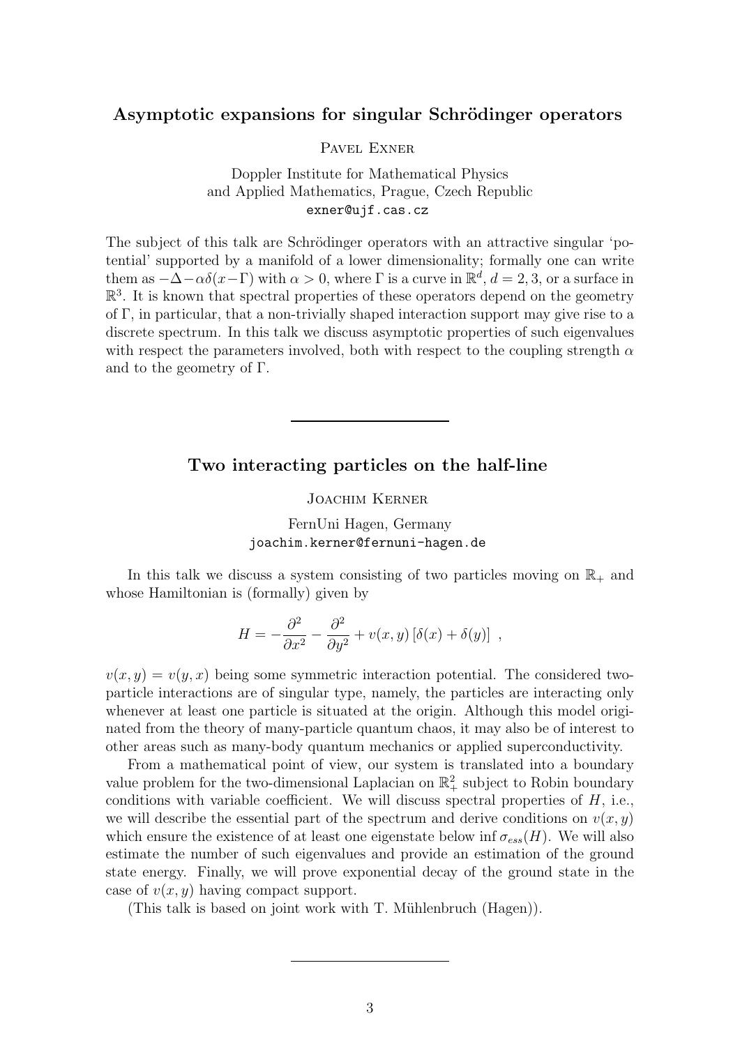### Asymptotic expansions for singular Schrödinger operators

Pavel Exner

Doppler Institute for Mathematical Physics
and Applied Mathematics, Prague, Czech Republic
exner@ujf.cas.cz

The subject of this talk are Schrödinger operators with an attractive singular 'potential' supported by a manifold of a lower dimensionality; formally one can write them as $-\Delta - \alpha\delta(x-\Gamma)$ with $\alpha > 0$, where $\Gamma$ is a curve in $\mathbb{R}^d$, $d = 2, 3$, or a surface in $\mathbb{R}^3$. It is known that spectral properties of these operators depend on the geometry of $\Gamma$, in particular, that a non-trivially shaped interaction support may give rise to a discrete spectrum. In this talk we discuss asymptotic properties of such eigenvalues with respect the parameters involved, both with respect to the coupling strength $\alpha$ and to the geometry of $\Gamma$.

---

### Two interacting particles on the half-line

Joachim Kerner

FernUni Hagen, Germany
joachim.kerner@fernuni-hagen.de

In this talk we discuss a system consisting of two particles moving on $\mathbb{R}_+$ and whose Hamiltonian is (formally) given by

$$H = -\frac{\partial^2}{\partial x^2} - \frac{\partial^2}{\partial y^2} + v(x,y)\left[\delta(x) + \delta(y)\right] \ ,$$

$v(x,y) = v(y,x)$ being some symmetric interaction potential. The considered two-particle interactions are of singular type, namely, the particles are interacting only whenever at least one particle is situated at the origin. Although this model originated from the theory of many-particle quantum chaos, it may also be of interest to other areas such as many-body quantum mechanics or applied superconductivity.

From a mathematical point of view, our system is translated into a boundary value problem for the two-dimensional Laplacian on $\mathbb{R}^2_+$ subject to Robin boundary conditions with variable coefficient. We will discuss spectral properties of $H$, i.e., we will describe the essential part of the spectrum and derive conditions on $v(x,y)$ which ensure the existence of at least one eigenstate below $\inf \sigma_{ess}(H)$. We will also estimate the number of such eigenvalues and provide an estimation of the ground state energy. Finally, we will prove exponential decay of the ground state in the case of $v(x,y)$ having compact support.

(This talk is based on joint work with T. Mühlenbruch (Hagen)).

---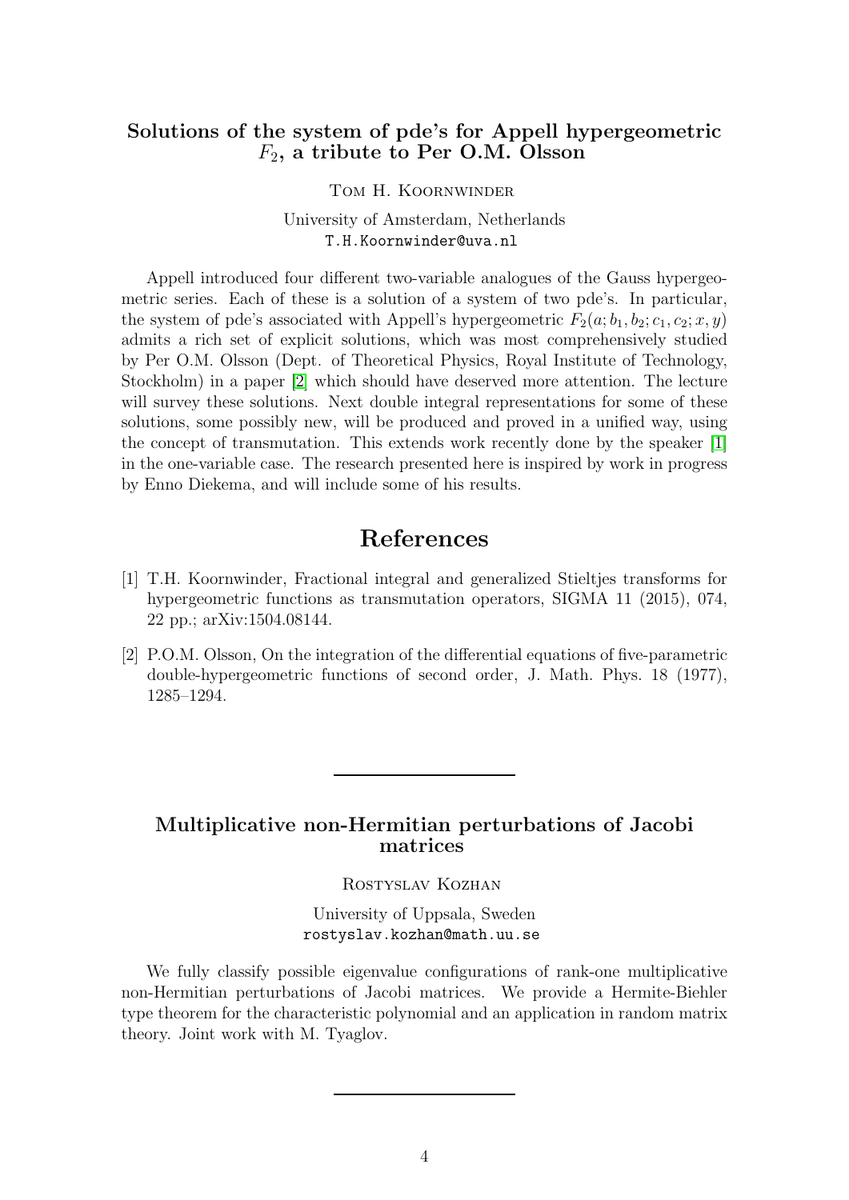## Solutions of the system of pde's for Appell hypergeometric $F_2$, a tribute to Per O.M. Olsson

Tom H. Koornwinder

University of Amsterdam, Netherlands
T.H.Koornwinder@uva.nl

Appell introduced four different two-variable analogues of the Gauss hypergeometric series. Each of these is a solution of a system of two pde's. In particular, the system of pde's associated with Appell's hypergeometric $F_2(a; b_1, b_2; c_1, c_2; x, y)$ admits a rich set of explicit solutions, which was most comprehensively studied by Per O.M. Olsson (Dept. of Theoretical Physics, Royal Institute of Technology, Stockholm) in a paper [2] which should have deserved more attention. The lecture will survey these solutions. Next double integral representations for some of these solutions, some possibly new, will be produced and proved in a unified way, using the concept of transmutation. This extends work recently done by the speaker [1] in the one-variable case. The research presented here is inspired by work in progress by Enno Diekema, and will include some of his results.

### References

[1] T.H. Koornwinder, Fractional integral and generalized Stieltjes transforms for hypergeometric functions as transmutation operators, SIGMA 11 (2015), 074, 22 pp.; arXiv:1504.08144.

[2] P.O.M. Olsson, On the integration of the differential equations of five-parametric double-hypergeometric functions of second order, J. Math. Phys. 18 (1977), 1285–1294.

---

## Multiplicative non-Hermitian perturbations of Jacobi matrices

Rostyslav Kozhan

University of Uppsala, Sweden
rostyslav.kozhan@math.uu.se

We fully classify possible eigenvalue configurations of rank-one multiplicative non-Hermitian perturbations of Jacobi matrices. We provide a Hermite-Biehler type theorem for the characteristic polynomial and an application in random matrix theory. Joint work with M. Tyaglov.

---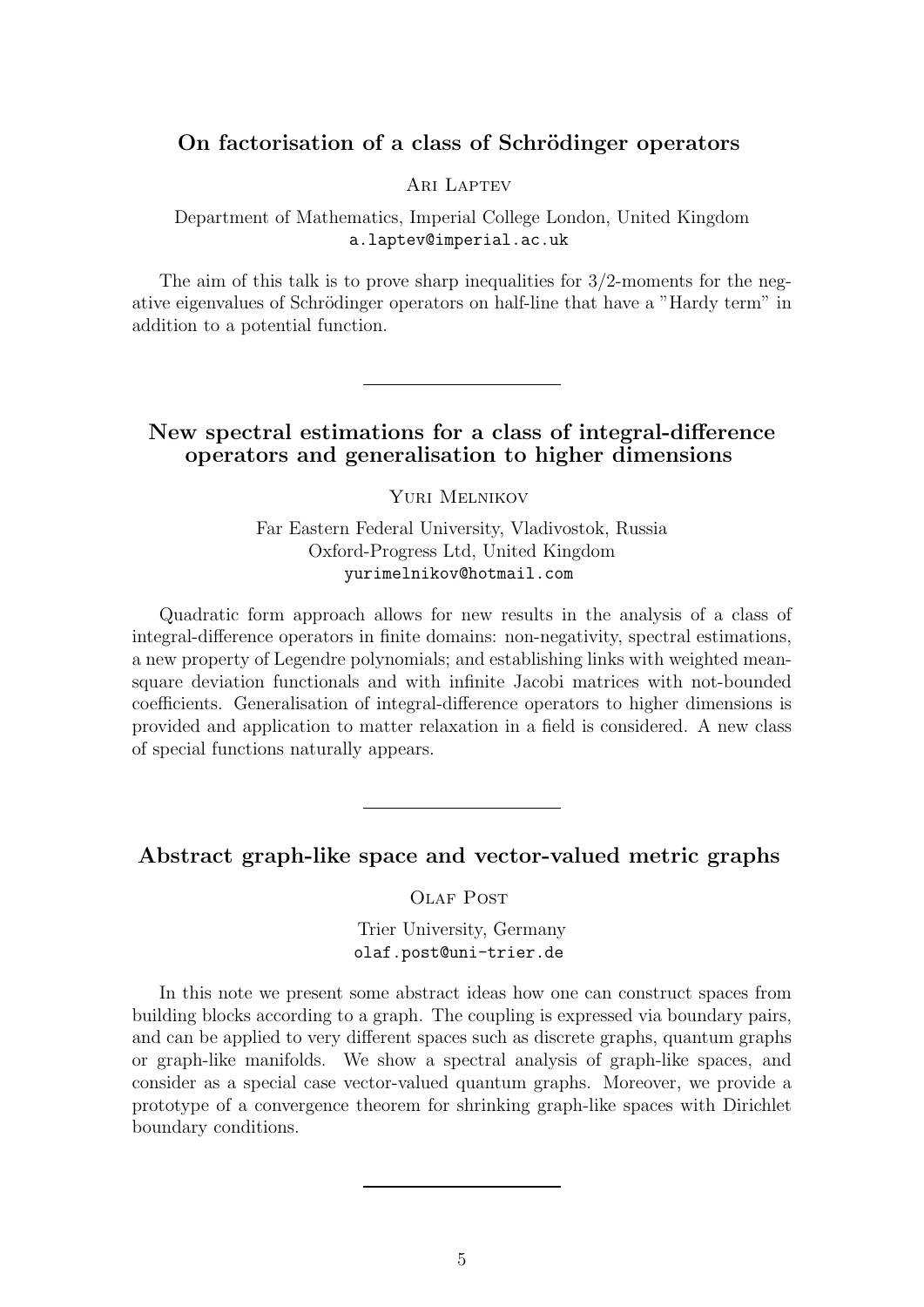## On factorisation of a class of Schrödinger operators

Ari Laptev

Department of Mathematics, Imperial College London, United Kingdom
a.laptev@imperial.ac.uk

The aim of this talk is to prove sharp inequalities for 3/2-moments for the negative eigenvalues of Schrödinger operators on half-line that have a "Hardy term" in addition to a potential function.

---

## New spectral estimations for a class of integral-difference operators and generalisation to higher dimensions

Yuri Melnikov

Far Eastern Federal University, Vladivostok, Russia
Oxford-Progress Ltd, United Kingdom
yurimelnikov@hotmail.com

Quadratic form approach allows for new results in the analysis of a class of integral-difference operators in finite domains: non-negativity, spectral estimations, a new property of Legendre polynomials; and establishing links with weighted mean-square deviation functionals and with infinite Jacobi matrices with not-bounded coefficients. Generalisation of integral-difference operators to higher dimensions is provided and application to matter relaxation in a field is considered. A new class of special functions naturally appears.

---

## Abstract graph-like space and vector-valued metric graphs

Olaf Post

Trier University, Germany
olaf.post@uni-trier.de

In this note we present some abstract ideas how one can construct spaces from building blocks according to a graph. The coupling is expressed via boundary pairs, and can be applied to very different spaces such as discrete graphs, quantum graphs or graph-like manifolds. We show a spectral analysis of graph-like spaces, and consider as a special case vector-valued quantum graphs. Moreover, we provide a prototype of a convergence theorem for shrinking graph-like spaces with Dirichlet boundary conditions.

---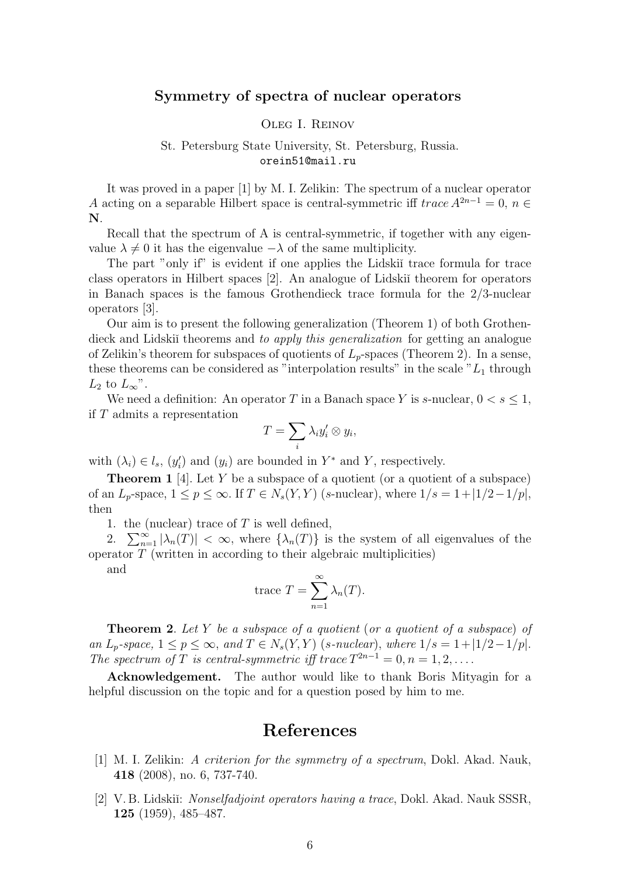## Symmetry of spectra of nuclear operators

Oleg I. Reinov

St. Petersburg State University, St. Petersburg, Russia.
orein51@mail.ru

It was proved in a paper [1] by M. I. Zelikin: The spectrum of a nuclear operator $A$ acting on a separable Hilbert space is central-symmetric iff $trace\, A^{2n-1} = 0$, $n \in \mathbf{N}$.

Recall that the spectrum of A is central-symmetric, if together with any eigenvalue $\lambda \neq 0$ it has the eigenvalue $-\lambda$ of the same multiplicity.

The part "only if" is evident if one applies the Lidskiĭ trace formula for trace class operators in Hilbert spaces [2]. An analogue of Lidskiĭ theorem for operators in Banach spaces is the famous Grothendieck trace formula for the 2/3-nuclear operators [3].

Our aim is to present the following generalization (Theorem 1) of both Grothendieck and Lidskiĭ theorems and *to apply this generalization* for getting an analogue of Zelikin's theorem for subspaces of quotients of $L_p$-spaces (Theorem 2). In a sense, these theorems can be considered as "interpolation results" in the scale "$L_1$ through $L_2$ to $L_\infty$".

We need a definition: An operator $T$ in a Banach space $Y$ is $s$-nuclear, $0 < s \leq 1$, if $T$ admits a representation

$$T = \sum_i \lambda_i y_i' \otimes y_i,$$

with $(\lambda_i) \in l_s$, $(y_i')$ and $(y_i)$ are bounded in $Y^*$ and $Y$, respectively.

**Theorem 1** [4]. Let $Y$ be a subspace of a quotient (or a quotient of a subspace) of an $L_p$-space, $1 \leq p \leq \infty$. If $T \in N_s(Y,Y)$ ($s$-nuclear), where $1/s = 1 + |1/2 - 1/p|$, then

1. the (nuclear) trace of $T$ is well defined,

2. $\sum_{n=1}^{\infty} |\lambda_n(T)| < \infty$, where $\{\lambda_n(T)\}$ is the system of all eigenvalues of the operator $T$ (written in according to their algebraic multiplicities)

and

$$\text{trace } T = \sum_{n=1}^{\infty} \lambda_n(T).$$

**Theorem 2**. *Let $Y$ be a subspace of a quotient (or a quotient of a subspace) of an $L_p$-space, $1 \leq p \leq \infty$, and $T \in N_s(Y,Y)$ ($s$-nuclear), where $1/s = 1 + |1/2 - 1/p|$. The spectrum of $T$ is central-symmetric iff $trace\, T^{2n-1} = 0, n = 1, 2, \ldots$.*

**Acknowledgement.** The author would like to thank Boris Mityagin for a helpful discussion on the topic and for a question posed by him to me.

## References

[1] M. I. Zelikin: *A criterion for the symmetry of a spectrum*, Dokl. Akad. Nauk, **418** (2008), no. 6, 737-740.

[2] V. B. Lidskiĭ: *Nonselfadjoint operators having a trace*, Dokl. Akad. Nauk SSSR, **125** (1959), 485–487.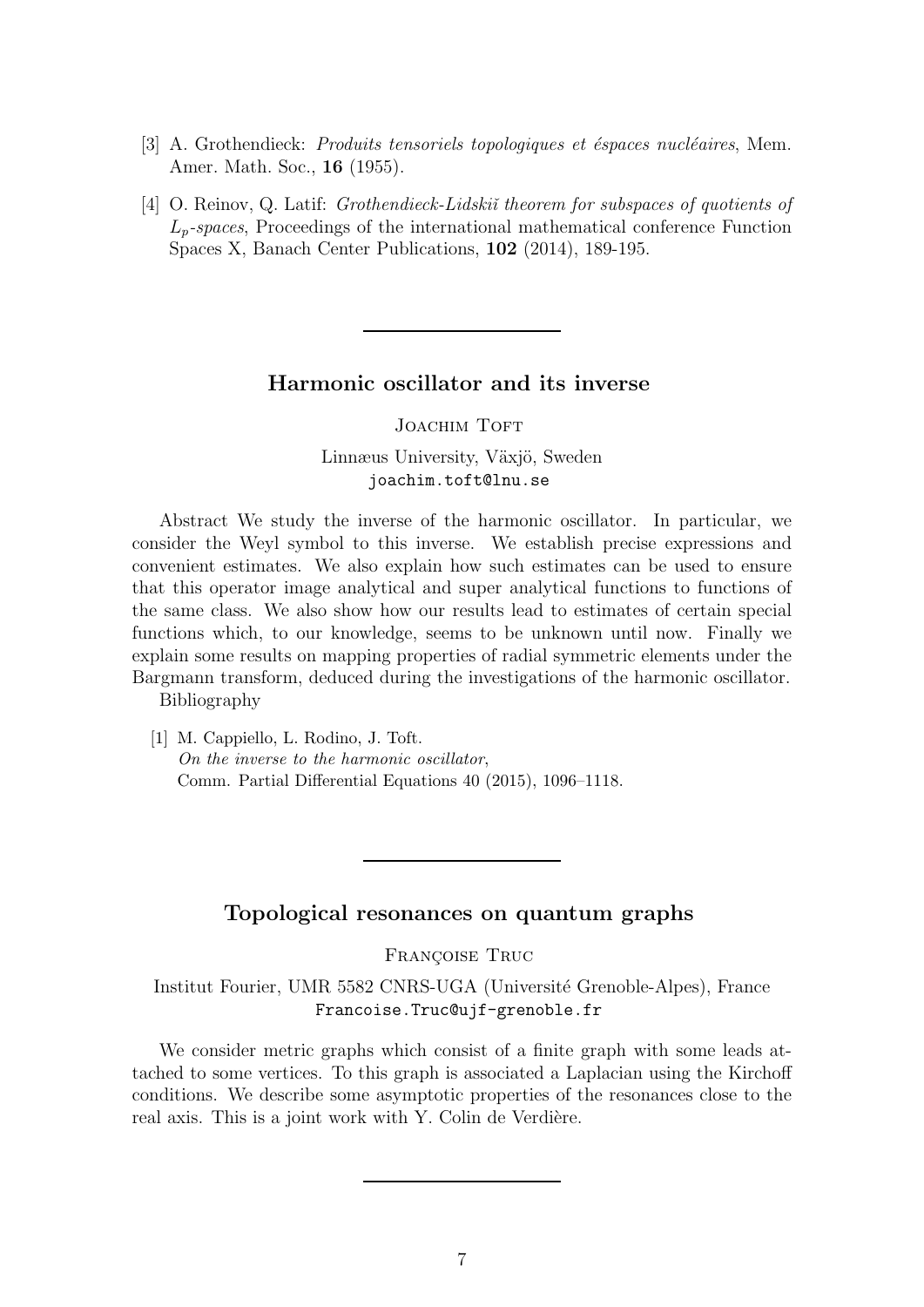[3] A. Grothendieck: *Produits tensoriels topologiques et éspaces nucléaires*, Mem. Amer. Math. Soc., **16** (1955).

[4] O. Reinov, Q. Latif: *Grothendieck-Lidskiĭ theorem for subspaces of quotients of $L_p$-spaces*, Proceedings of the international mathematical conference Function Spaces X, Banach Center Publications, **102** (2014), 189-195.

---

## Harmonic oscillator and its inverse

Joachim Toft

Linnæus University, Växjö, Sweden
joachim.toft@lnu.se

Abstract We study the inverse of the harmonic oscillator. In particular, we consider the Weyl symbol to this inverse. We establish precise expressions and convenient estimates. We also explain how such estimates can be used to ensure that this operator image analytical and super analytical functions to functions of the same class. We also show how our results lead to estimates of certain special functions which, to our knowledge, seems to be unknown until now. Finally we explain some results on mapping properties of radial symmetric elements under the Bargmann transform, deduced during the investigations of the harmonic oscillator.
Bibliography

[1] M. Cappiello, L. Rodino, J. Toft.
*On the inverse to the harmonic oscillator*,
Comm. Partial Differential Equations 40 (2015), 1096–1118.

---

## Topological resonances on quantum graphs

Françoise Truc

Institut Fourier, UMR 5582 CNRS-UGA (Université Grenoble-Alpes), France
Francoise.Truc@ujf-grenoble.fr

We consider metric graphs which consist of a finite graph with some leads attached to some vertices. To this graph is associated a Laplacian using the Kirchoff conditions. We describe some asymptotic properties of the resonances close to the real axis. This is a joint work with Y. Colin de Verdière.

---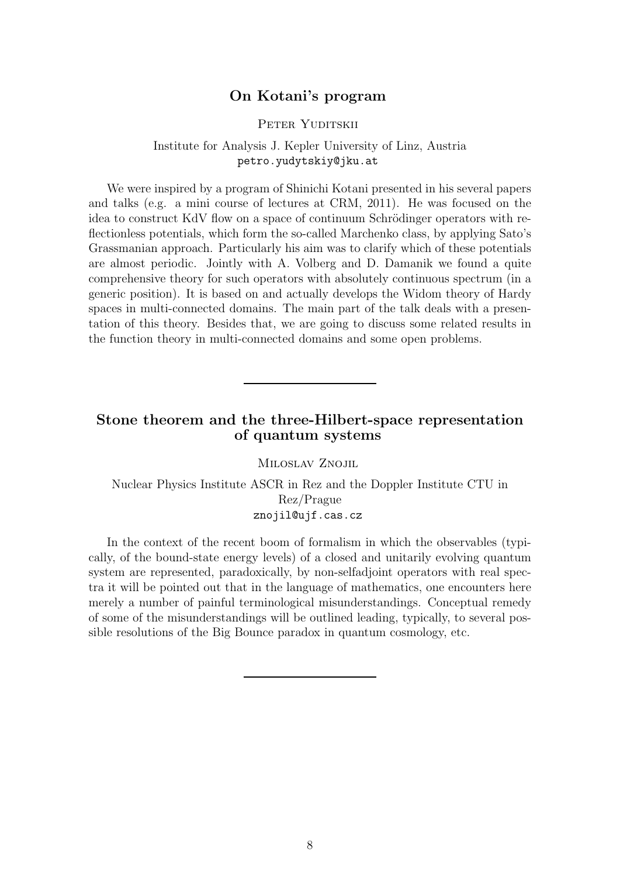## On Kotani's program

Peter Yuditskii

Institute for Analysis J. Kepler University of Linz, Austria
petro.yudytskiy@jku.at

We were inspired by a program of Shinichi Kotani presented in his several papers and talks (e.g. a mini course of lectures at CRM, 2011). He was focused on the idea to construct KdV flow on a space of continuum Schrödinger operators with reflectionless potentials, which form the so-called Marchenko class, by applying Sato's Grassmanian approach. Particularly his aim was to clarify which of these potentials are almost periodic. Jointly with A. Volberg and D. Damanik we found a quite comprehensive theory for such operators with absolutely continuous spectrum (in a generic position). It is based on and actually develops the Widom theory of Hardy spaces in multi-connected domains. The main part of the talk deals with a presentation of this theory. Besides that, we are going to discuss some related results in the function theory in multi-connected domains and some open problems.

---

## Stone theorem and the three-Hilbert-space representation of quantum systems

Miloslav Znojil

Nuclear Physics Institute ASCR in Rez and the Doppler Institute CTU in Rez/Prague
znojil@ujf.cas.cz

In the context of the recent boom of formalism in which the observables (typically, of the bound-state energy levels) of a closed and unitarily evolving quantum system are represented, paradoxically, by non-selfadjoint operators with real spectra it will be pointed out that in the language of mathematics, one encounters here merely a number of painful terminological misunderstandings. Conceptual remedy of some of the misunderstandings will be outlined leading, typically, to several possible resolutions of the Big Bounce paradox in quantum cosmology, etc.

---